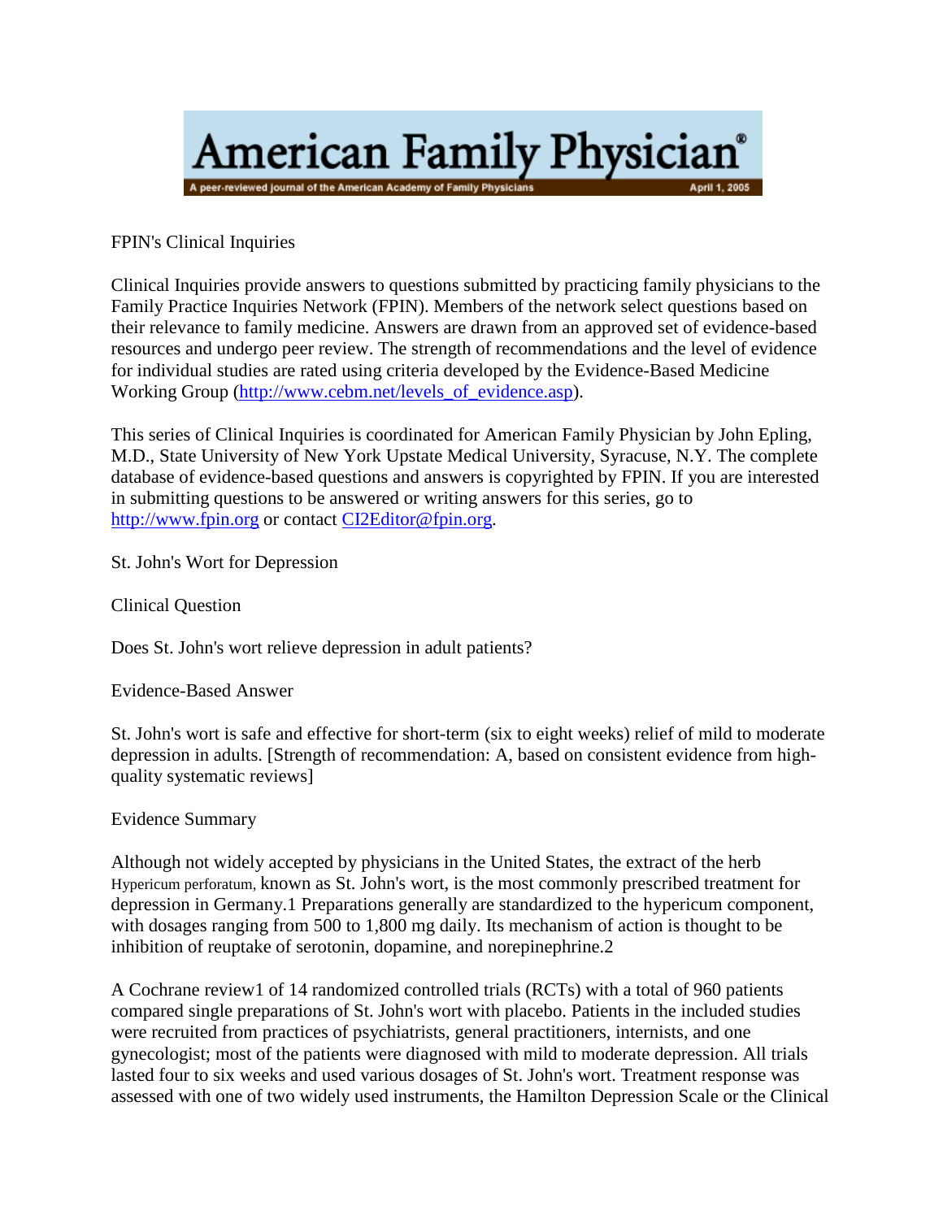# American Family Physician®

A peer-reviewed journal of the American Academy of Family Physicians — April 1, 2005

FPIN's Clinical Inquiries

Clinical Inquiries provide answers to questions submitted by practicing family physicians to the Family Practice Inquiries Network (FPIN). Members of the network select questions based on their relevance to family medicine. Answers are drawn from an approved set of evidence-based resources and undergo peer review. The strength of recommendations and the level of evidence for individual studies are rated using criteria developed by the Evidence-Based Medicine Working Group (http://www.cebm.net/levels_of_evidence.asp).

This series of Clinical Inquiries is coordinated for American Family Physician by John Epling, M.D., State University of New York Upstate Medical University, Syracuse, N.Y. The complete database of evidence-based questions and answers is copyrighted by FPIN. If you are interested in submitting questions to be answered or writing answers for this series, go to http://www.fpin.org or contact CI2Editor@fpin.org.

## St. John's Wort for Depression

### Clinical Question

Does St. John's wort relieve depression in adult patients?

### Evidence-Based Answer

St. John's wort is safe and effective for short-term (six to eight weeks) relief of mild to moderate depression in adults. [Strength of recommendation: A, based on consistent evidence from high-quality systematic reviews]

### Evidence Summary

Although not widely accepted by physicians in the United States, the extract of the herb *Hypericum perforatum*, known as St. John's wort, is the most commonly prescribed treatment for depression in Germany.[1] Preparations generally are standardized to the hypericum component, with dosages ranging from 500 to 1,800 mg daily. Its mechanism of action is thought to be inhibition of reuptake of serotonin, dopamine, and norepinephrine.[2]

A Cochrane review[1] of 14 randomized controlled trials (RCTs) with a total of 960 patients compared single preparations of St. John's wort with placebo. Patients in the included studies were recruited from practices of psychiatrists, general practitioners, internists, and one gynecologist; most of the patients were diagnosed with mild to moderate depression. All trials lasted four to six weeks and used various dosages of St. John's wort. Treatment response was assessed with one of two widely used instruments, the Hamilton Depression Scale or the Clinical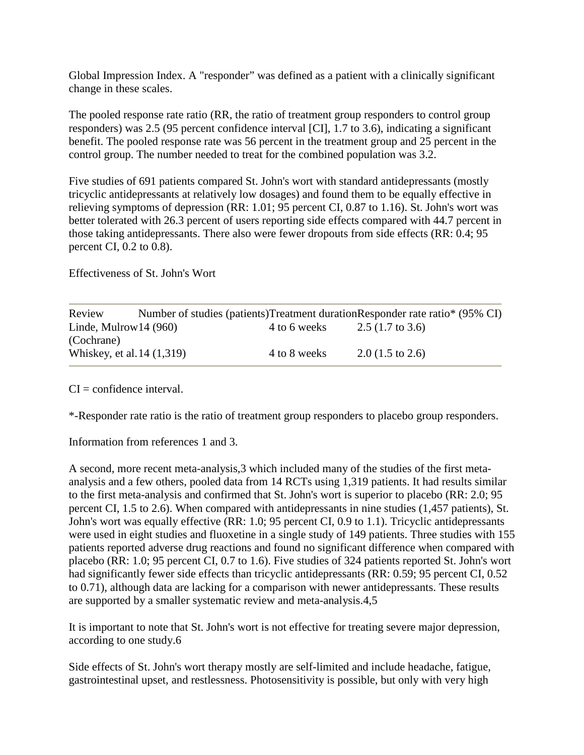Global Impression Index. A "responder" was defined as a patient with a clinically significant change in these scales.

The pooled response rate ratio (RR, the ratio of treatment group responders to control group responders) was 2.5 (95 percent confidence interval [CI], 1.7 to 3.6), indicating a significant benefit. The pooled response rate was 56 percent in the treatment group and 25 percent in the control group. The number needed to treat for the combined population was 3.2.

Five studies of 691 patients compared St. John's wort with standard antidepressants (mostly tricyclic antidepressants at relatively low dosages) and found them to be equally effective in relieving symptoms of depression (RR: 1.01; 95 percent CI, 0.87 to 1.16). St. John's wort was better tolerated with 26.3 percent of users reporting side effects compared with 44.7 percent in those taking antidepressants. There also were fewer dropouts from side effects (RR: 0.4; 95 percent CI, 0.2 to 0.8).

Effectiveness of St. John's Wort

| Review | Number of studies (patients) | Treatment duration | Responder rate ratio* (95% CI) |
|---|---|---|---|
| Linde, Mulrow (Cochrane) | 14 (960) | 4 to 6 weeks | 2.5 (1.7 to 3.6) |
| Whiskey, et al. | 14 (1,319) | 4 to 8 weeks | 2.0 (1.5 to 2.6) |

CI = confidence interval.

*-Responder rate ratio is the ratio of treatment group responders to placebo group responders.

Information from references 1 and 3.

A second, more recent meta-analysis,3 which included many of the studies of the first meta-analysis and a few others, pooled data from 14 RCTs using 1,319 patients. It had results similar to the first meta-analysis and confirmed that St. John's wort is superior to placebo (RR: 2.0; 95 percent CI, 1.5 to 2.6). When compared with antidepressants in nine studies (1,457 patients), St. John's wort was equally effective (RR: 1.0; 95 percent CI, 0.9 to 1.1). Tricyclic antidepressants were used in eight studies and fluoxetine in a single study of 149 patients. Three studies with 155 patients reported adverse drug reactions and found no significant difference when compared with placebo (RR: 1.0; 95 percent CI, 0.7 to 1.6). Five studies of 324 patients reported St. John's wort had significantly fewer side effects than tricyclic antidepressants (RR: 0.59; 95 percent CI, 0.52 to 0.71), although data are lacking for a comparison with newer antidepressants. These results are supported by a smaller systematic review and meta-analysis.4,5

It is important to note that St. John's wort is not effective for treating severe major depression, according to one study.6

Side effects of St. John's wort therapy mostly are self-limited and include headache, fatigue, gastrointestinal upset, and restlessness. Photosensitivity is possible, but only with very high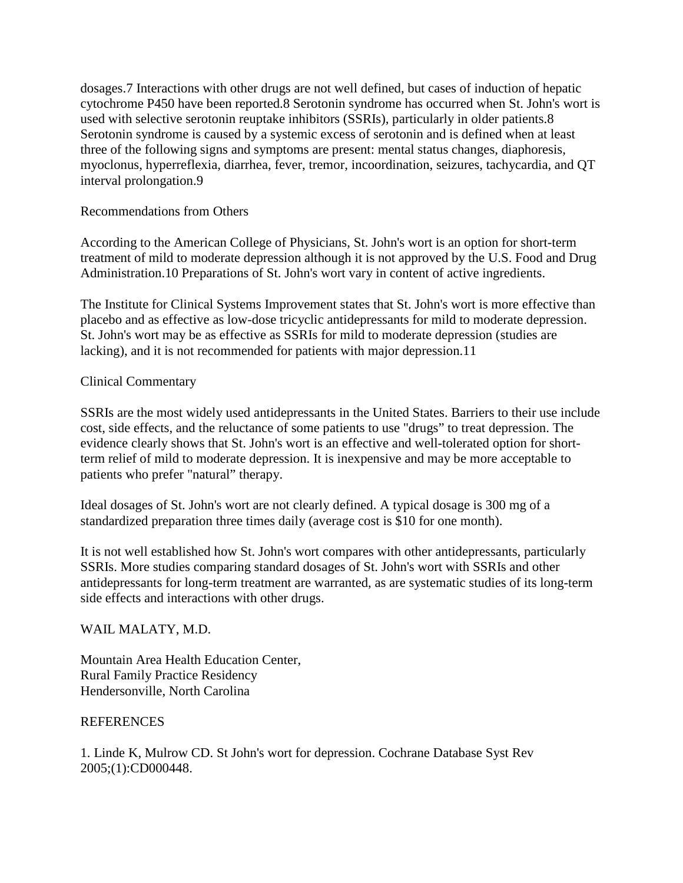dosages.[7] Interactions with other drugs are not well defined, but cases of induction of hepatic cytochrome P450 have been reported.[8] Serotonin syndrome has occurred when St. John's wort is used with selective serotonin reuptake inhibitors (SSRIs), particularly in older patients.[8] Serotonin syndrome is caused by a systemic excess of serotonin and is defined when at least three of the following signs and symptoms are present: mental status changes, diaphoresis, myoclonus, hyperreflexia, diarrhea, fever, tremor, incoordination, seizures, tachycardia, and QT interval prolongation.[9]

## Recommendations from Others

According to the American College of Physicians, St. John's wort is an option for short-term treatment of mild to moderate depression although it is not approved by the U.S. Food and Drug Administration.[10] Preparations of St. John's wort vary in content of active ingredients.

The Institute for Clinical Systems Improvement states that St. John's wort is more effective than placebo and as effective as low-dose tricyclic antidepressants for mild to moderate depression. St. John's wort may be as effective as SSRIs for mild to moderate depression (studies are lacking), and it is not recommended for patients with major depression.[11]

## Clinical Commentary

SSRIs are the most widely used antidepressants in the United States. Barriers to their use include cost, side effects, and the reluctance of some patients to use "drugs" to treat depression. The evidence clearly shows that St. John's wort is an effective and well-tolerated option for short-term relief of mild to moderate depression. It is inexpensive and may be more acceptable to patients who prefer "natural" therapy.

Ideal dosages of St. John's wort are not clearly defined. A typical dosage is 300 mg of a standardized preparation three times daily (average cost is $10 for one month).

It is not well established how St. John's wort compares with other antidepressants, particularly SSRIs. More studies comparing standard dosages of St. John's wort with SSRIs and other antidepressants for long-term treatment are warranted, as are systematic studies of its long-term side effects and interactions with other drugs.

WAIL MALATY, M.D.

Mountain Area Health Education Center,
Rural Family Practice Residency
Hendersonville, North Carolina

## REFERENCES

1. Linde K, Mulrow CD. St John's wort for depression. Cochrane Database Syst Rev 2005;(1):CD000448.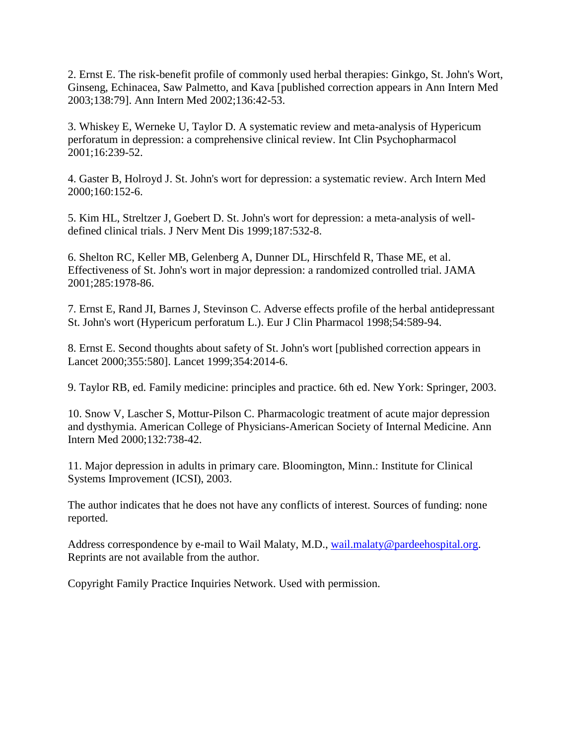2. Ernst E. The risk-benefit profile of commonly used herbal therapies: Ginkgo, St. John's Wort, Ginseng, Echinacea, Saw Palmetto, and Kava [published correction appears in Ann Intern Med 2003;138:79]. Ann Intern Med 2002;136:42-53.

3. Whiskey E, Werneke U, Taylor D. A systematic review and meta-analysis of Hypericum perforatum in depression: a comprehensive clinical review. Int Clin Psychopharmacol 2001;16:239-52.

4. Gaster B, Holroyd J. St. John's wort for depression: a systematic review. Arch Intern Med 2000;160:152-6.

5. Kim HL, Streltzer J, Goebert D. St. John's wort for depression: a meta-analysis of well-defined clinical trials. J Nerv Ment Dis 1999;187:532-8.

6. Shelton RC, Keller MB, Gelenberg A, Dunner DL, Hirschfeld R, Thase ME, et al. Effectiveness of St. John's wort in major depression: a randomized controlled trial. JAMA 2001;285:1978-86.

7. Ernst E, Rand JI, Barnes J, Stevinson C. Adverse effects profile of the herbal antidepressant St. John's wort (Hypericum perforatum L.). Eur J Clin Pharmacol 1998;54:589-94.

8. Ernst E. Second thoughts about safety of St. John's wort [published correction appears in Lancet 2000;355:580]. Lancet 1999;354:2014-6.

9. Taylor RB, ed. Family medicine: principles and practice. 6th ed. New York: Springer, 2003.

10. Snow V, Lascher S, Mottur-Pilson C. Pharmacologic treatment of acute major depression and dysthymia. American College of Physicians-American Society of Internal Medicine. Ann Intern Med 2000;132:738-42.

11. Major depression in adults in primary care. Bloomington, Minn.: Institute for Clinical Systems Improvement (ICSI), 2003.

The author indicates that he does not have any conflicts of interest. Sources of funding: none reported.

Address correspondence by e-mail to Wail Malaty, M.D., wail.malaty@pardeehospital.org. Reprints are not available from the author.

Copyright Family Practice Inquiries Network. Used with permission.